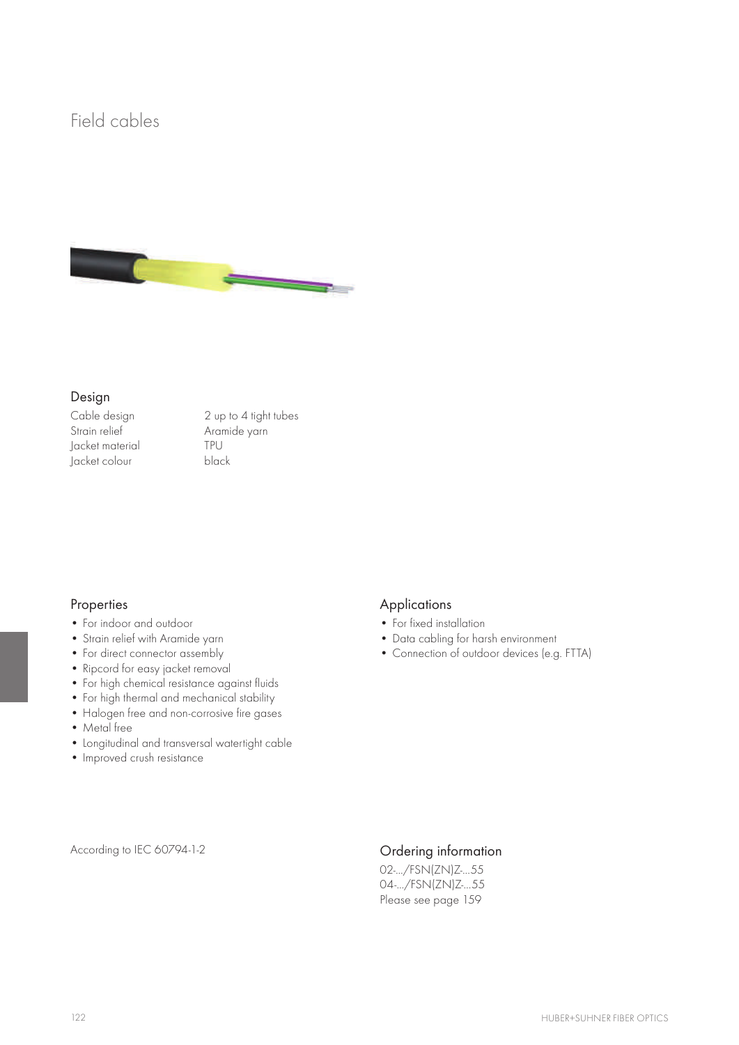# Field cables

## Design

| | |
|---|---|
| Cable design | 2 up to 4 tight tubes |
| Strain relief | Aramide yarn |
| Jacket material | TPU |
| Jacket colour | black |

## Properties

- For indoor and outdoor
- Strain relief with Aramide yarn
- For direct connector assembly
- Ripcord for easy jacket removal
- For high chemical resistance against fluids
- For high thermal and mechanical stability
- Halogen free and non-corrosive fire gases
- Metal free
- Longitudinal and transversal watertight cable
- Improved crush resistance

## Applications

- For fixed installation
- Data cabling for harsh environment
- Connection of outdoor devices (e.g. FTTA)

According to IEC 60794-1-2

## Ordering information

02-.../FSN(ZN)Z-...55
04-.../FSN(ZN)Z-...55
Please see page 159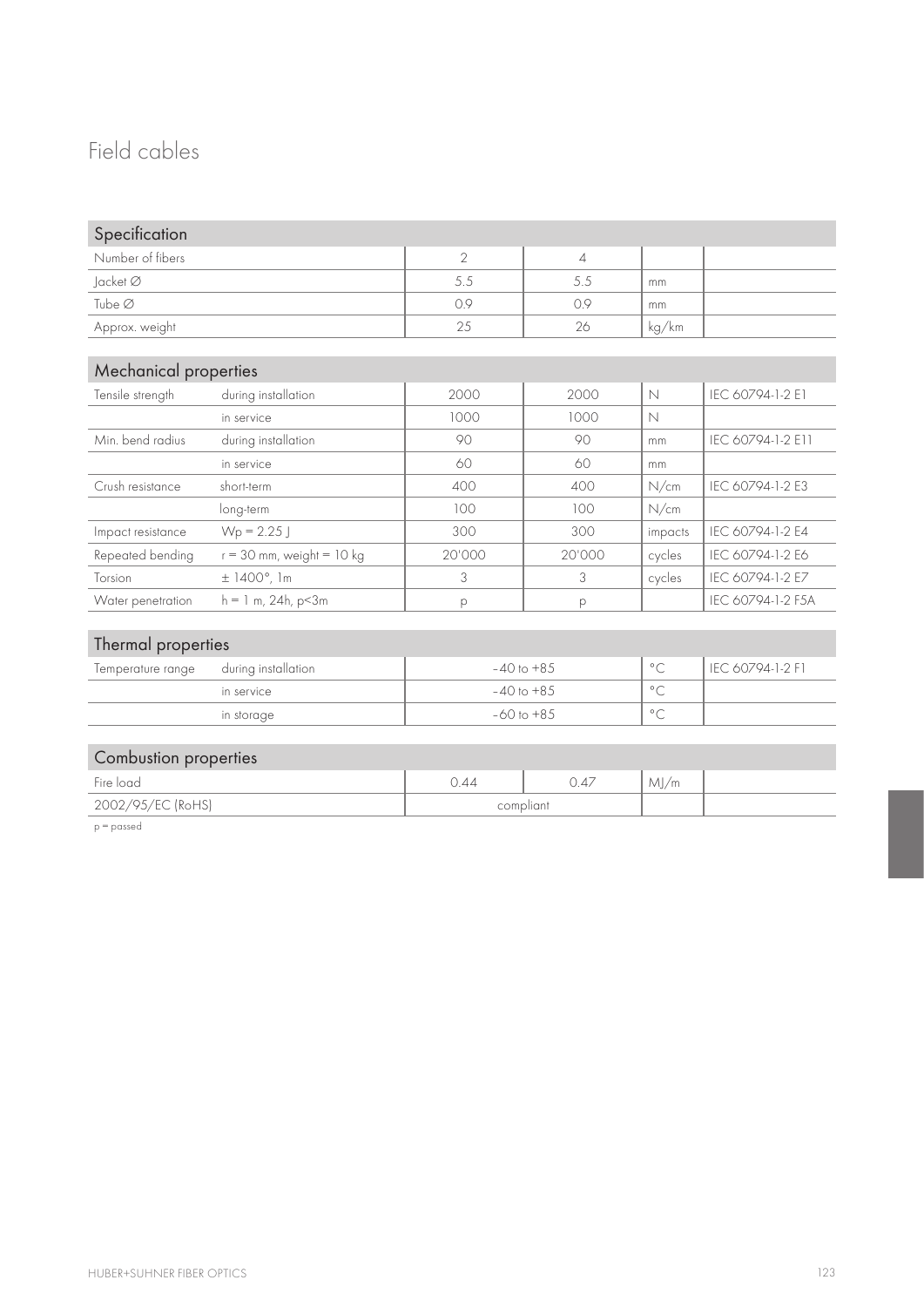# Field cables

| Specification | | | | | |
|---|---|---|---|---|---|
| Number of fibers | | 2 | 4 | | |
| Jacket Ø | | 5.5 | 5.5 | mm | |
| Tube Ø | | 0.9 | 0.9 | mm | |
| Approx. weight | | 25 | 26 | kg/km | |

| Mechanical properties | | | | | |
|---|---|---|---|---|---|
| Tensile strength | during installation | 2000 | 2000 | N | IEC 60794-1-2 E1 |
| | in service | 1000 | 1000 | N | |
| Min. bend radius | during installation | 90 | 90 | mm | IEC 60794-1-2 E11 |
| | in service | 60 | 60 | mm | |
| Crush resistance | short-term | 400 | 400 | N/cm | IEC 60794-1-2 E3 |
| | long-term | 100 | 100 | N/cm | |
| Impact resistance | Wp = 2.25 J | 300 | 300 | impacts | IEC 60794-1-2 E4 |
| Repeated bending | r = 30 mm, weight = 10 kg | 20'000 | 20'000 | cycles | IEC 60794-1-2 E6 |
| Torsion | ± 1400°, 1m | 3 | 3 | cycles | IEC 60794-1-2 E7 |
| Water penetration | h = 1 m, 24h, p<3m | p | p | | IEC 60794-1-2 F5A |

| Thermal properties | | | | |
|---|---|---|---|---|
| Temperature range | during installation | –40 to +85 | °C | IEC 60794-1-2 F1 |
| | in service | –40 to +85 | °C | |
| | in storage | –60 to +85 | °C | |

| Combustion properties | | | | |
|---|---|---|---|---|
| Fire load | 0.44 | 0.47 | MJ/m | |
| 2002/95/EC (RoHS) | compliant | | | |

p = passed